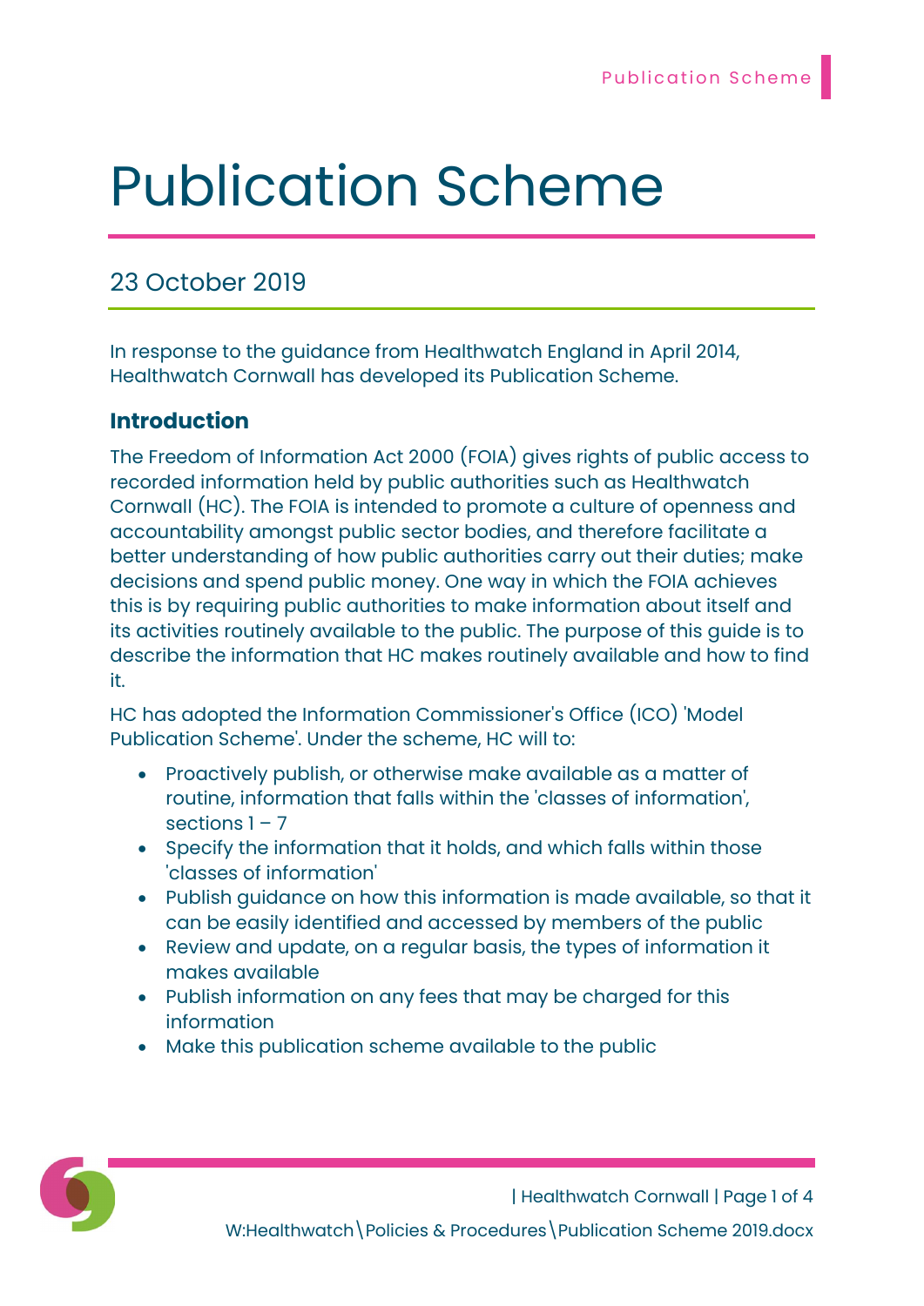# Publication Scheme

## 23 October 2019

In response to the guidance from Healthwatch England in April 2014, Healthwatch Cornwall has developed its Publication Scheme.

### Introduction

The Freedom of Information Act 2000 (FOIA) gives rights of public access to recorded information held by public authorities such as Healthwatch Cornwall (HC). The FOIA is intended to promote a culture of openness and accountability amongst public sector bodies, and therefore facilitate a better understanding of how public authorities carry out their duties; make decisions and spend public money. One way in which the FOIA achieves this is by requiring public authorities to make information about itself and its activities routinely available to the public. The purpose of this guide is to describe the information that HC makes routinely available and how to find it.

HC has adopted the Information Commissioner's Office (ICO) 'Model Publication Scheme'. Under the scheme, HC will to:

- Proactively publish, or otherwise make available as a matter of routine, information that falls within the 'classes of information', sections 1 – 7
- Specify the information that it holds, and which falls within those 'classes of information'
- Publish guidance on how this information is made available, so that it can be easily identified and accessed by members of the public
- Review and update, on a regular basis, the types of information it makes available
- Publish information on any fees that may be charged for this information
- Make this publication scheme available to the public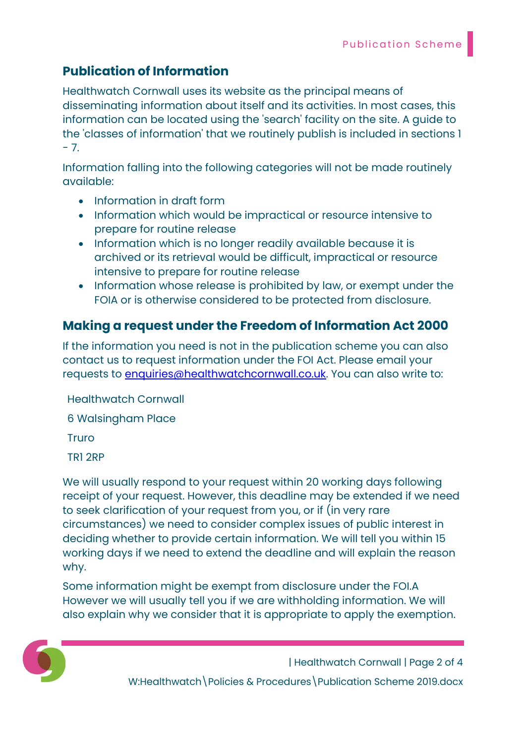## Publication of Information

Healthwatch Cornwall uses its website as the principal means of disseminating information about itself and its activities. In most cases, this information can be located using the 'search' facility on the site. A guide to the 'classes of information' that we routinely publish is included in sections 1 - 7.

Information falling into the following categories will not be made routinely available:

- Information in draft form
- Information which would be impractical or resource intensive to prepare for routine release
- Information which is no longer readily available because it is archived or its retrieval would be difficult, impractical or resource intensive to prepare for routine release
- Information whose release is prohibited by law, or exempt under the FOIA or is otherwise considered to be protected from disclosure.

## Making a request under the Freedom of Information Act 2000

If the information you need is not in the publication scheme you can also contact us to request information under the FOI Act. Please email your requests to enquiries@healthwatchcornwall.co.uk. You can also write to:

Healthwatch Cornwall

6 Walsingham Place

Truro

TR1 2RP

We will usually respond to your request within 20 working days following receipt of your request. However, this deadline may be extended if we need to seek clarification of your request from you, or if (in very rare circumstances) we need to consider complex issues of public interest in deciding whether to provide certain information. We will tell you within 15 working days if we need to extend the deadline and will explain the reason why.

Some information might be exempt from disclosure under the FOI.A However we will usually tell you if we are withholding information. We will also explain why we consider that it is appropriate to apply the exemption.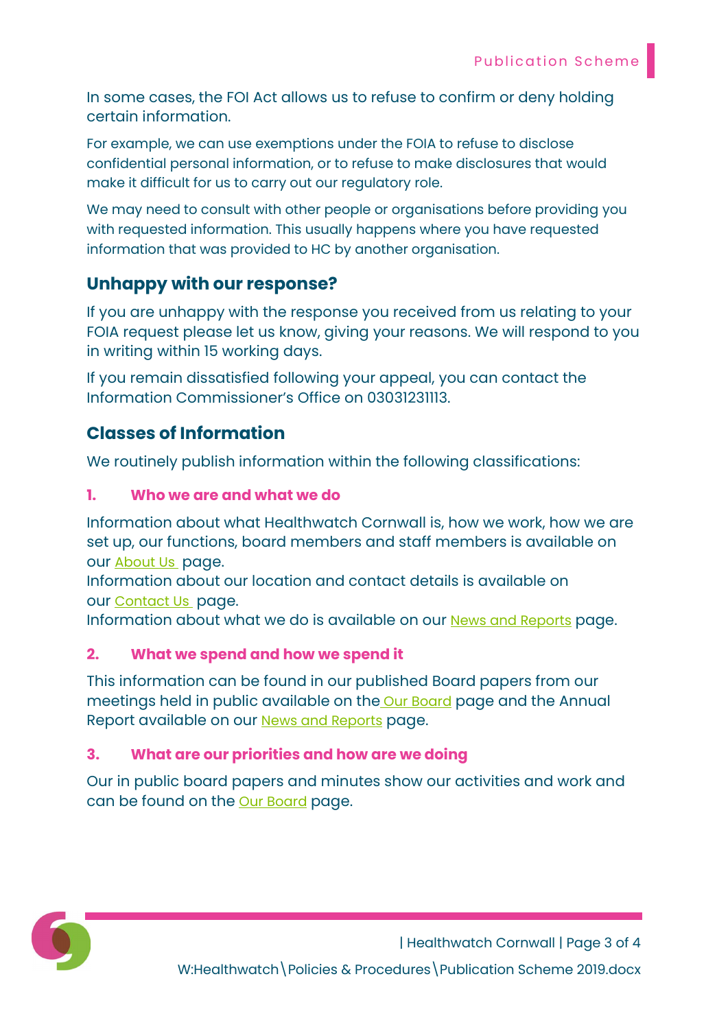In some cases, the FOI Act allows us to refuse to confirm or deny holding certain information.

For example, we can use exemptions under the FOIA to refuse to disclose confidential personal information, or to refuse to make disclosures that would make it difficult for us to carry out our regulatory role.

We may need to consult with other people or organisations before providing you with requested information. This usually happens where you have requested information that was provided to HC by another organisation.

## Unhappy with our response?

If you are unhappy with the response you received from us relating to your FOIA request please let us know, giving your reasons. We will respond to you in writing within 15 working days.

If you remain dissatisfied following your appeal, you can contact the Information Commissioner's Office on 03031231113.

## Classes of Information

We routinely publish information within the following classifications:

### 1. Who we are and what we do

Information about what Healthwatch Cornwall is, how we work, how we are set up, our functions, board members and staff members is available on our About Us page.
Information about our location and contact details is available on our Contact Us page.
Information about what we do is available on our News and Reports page.

### 2. What we spend and how we spend it

This information can be found in our published Board papers from our meetings held in public available on the Our Board page and the Annual Report available on our News and Reports page.

### 3. What are our priorities and how are we doing

Our in public board papers and minutes show our activities and work and can be found on the Our Board page.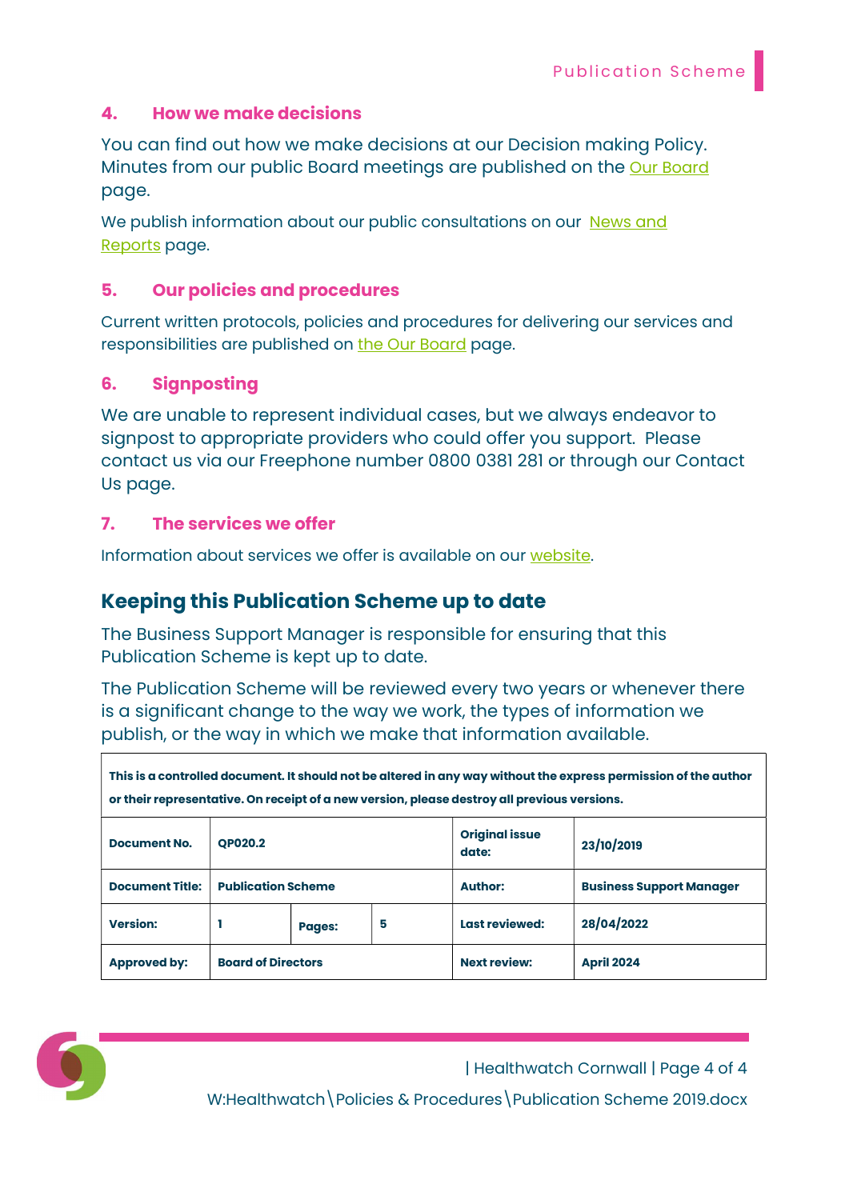## 4. How we make decisions

You can find out how we make decisions at our Decision making Policy. Minutes from our public Board meetings are published on the Our Board page.

We publish information about our public consultations on our News and Reports page.

## 5. Our policies and procedures

Current written protocols, policies and procedures for delivering our services and responsibilities are published on the Our Board page.

## 6. Signposting

We are unable to represent individual cases, but we always endeavor to signpost to appropriate providers who could offer you support. Please contact us via our Freephone number 0800 0381 281 or through our Contact Us page.

## 7. The services we offer

Information about services we offer is available on our website.

# Keeping this Publication Scheme up to date

The Business Support Manager is responsible for ensuring that this Publication Scheme is kept up to date.

The Publication Scheme will be reviewed every two years or whenever there is a significant change to the way we work, the types of information we publish, or the way in which we make that information available.

**This is a controlled document. It should not be altered in any way without the express permission of the author or their representative. On receipt of a new version, please destroy all previous versions.**

| | | | | | |
|---|---|---|---|---|---|
| **Document No.** | **QP020.2** | | | **Original issue date:** | **23/10/2019** |
| **Document Title:** | **Publication Scheme** | | | **Author:** | **Business Support Manager** |
| **Version:** | **1** | **Pages:** | **5** | **Last reviewed:** | **28/04/2022** |
| **Approved by:** | **Board of Directors** | | | **Next review:** | **April 2024** |

W:Healthwatch\Policies & Procedures\Publication Scheme 2019.docx